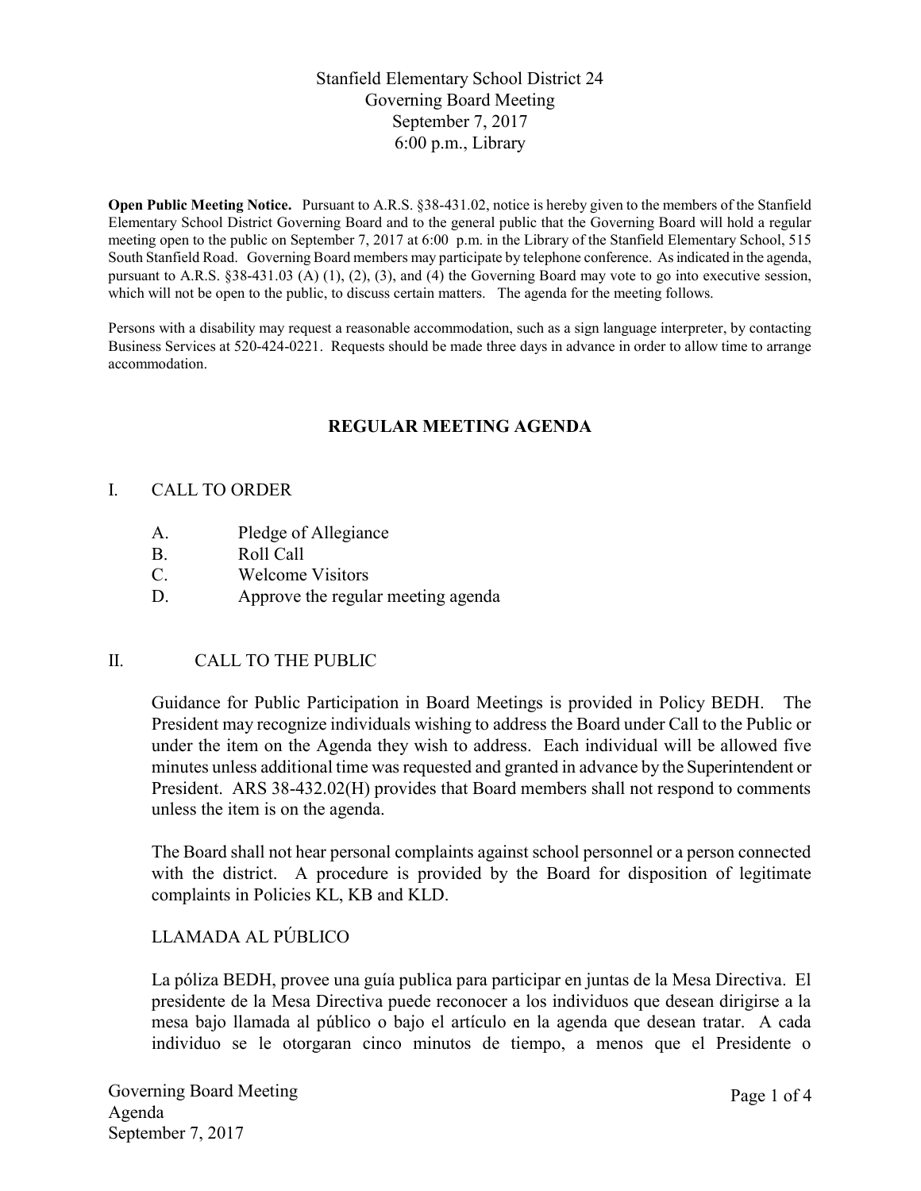Stanfield Elementary School District 24
Governing Board Meeting
September 7, 2017
6:00 p.m., Library

**Open Public Meeting Notice.** Pursuant to A.R.S. §38-431.02, notice is hereby given to the members of the Stanfield Elementary School District Governing Board and to the general public that the Governing Board will hold a regular meeting open to the public on September 7, 2017 at 6:00 p.m. in the Library of the Stanfield Elementary School, 515 South Stanfield Road. Governing Board members may participate by telephone conference. As indicated in the agenda, pursuant to A.R.S. §38-431.03 (A) (1), (2), (3), and (4) the Governing Board may vote to go into executive session, which will not be open to the public, to discuss certain matters. The agenda for the meeting follows.

Persons with a disability may request a reasonable accommodation, such as a sign language interpreter, by contacting Business Services at 520-424-0221. Requests should be made three days in advance in order to allow time to arrange accommodation.

## REGULAR MEETING AGENDA

I. CALL TO ORDER

- A. Pledge of Allegiance
- B. Roll Call
- C. Welcome Visitors
- D. Approve the regular meeting agenda

II. CALL TO THE PUBLIC

Guidance for Public Participation in Board Meetings is provided in Policy BEDH. The President may recognize individuals wishing to address the Board under Call to the Public or under the item on the Agenda they wish to address. Each individual will be allowed five minutes unless additional time was requested and granted in advance by the Superintendent or President. ARS 38-432.02(H) provides that Board members shall not respond to comments unless the item is on the agenda.

The Board shall not hear personal complaints against school personnel or a person connected with the district. A procedure is provided by the Board for disposition of legitimate complaints in Policies KL, KB and KLD.

LLAMADA AL PÚBLICO

La póliza BEDH, provee una guía publica para participar en juntas de la Mesa Directiva. El presidente de la Mesa Directiva puede reconocer a los individuos que desean dirigirse a la mesa bajo llamada al público o bajo el artículo en la agenda que desean tratar. A cada individuo se le otorgaran cinco minutos de tiempo, a menos que el Presidente o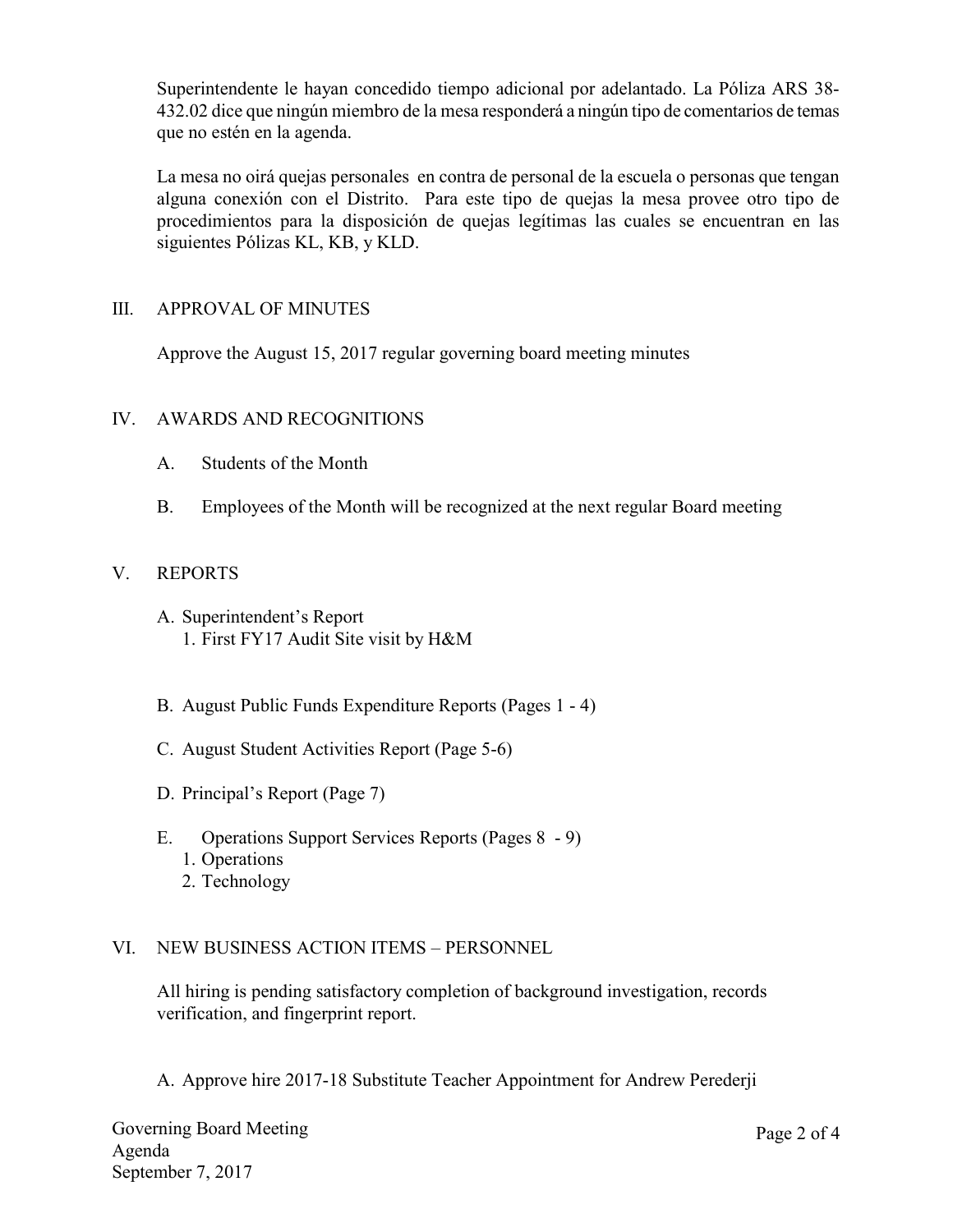Superintendente le hayan concedido tiempo adicional por adelantado. La Póliza ARS 38-432.02 dice que ningún miembro de la mesa responderá a ningún tipo de comentarios de temas que no estén en la agenda.

La mesa no oirá quejas personales en contra de personal de la escuela o personas que tengan alguna conexión con el Distrito. Para este tipo de quejas la mesa provee otro tipo de procedimientos para la disposición de quejas legítimas las cuales se encuentran en las siguientes Pólizas KL, KB, y KLD.

## III. APPROVAL OF MINUTES

Approve the August 15, 2017 regular governing board meeting minutes

## IV. AWARDS AND RECOGNITIONS

A. Students of the Month

B. Employees of the Month will be recognized at the next regular Board meeting

## V. REPORTS

A. Superintendent's Report
   1. First FY17 Audit Site visit by H&M

B. August Public Funds Expenditure Reports (Pages 1 - 4)

C. August Student Activities Report (Page 5-6)

D. Principal's Report (Page 7)

E. Operations Support Services Reports (Pages 8 - 9)
   1. Operations
   2. Technology

## VI. NEW BUSINESS ACTION ITEMS – PERSONNEL

All hiring is pending satisfactory completion of background investigation, records verification, and fingerprint report.

A. Approve hire 2017-18 Substitute Teacher Appointment for Andrew Perederji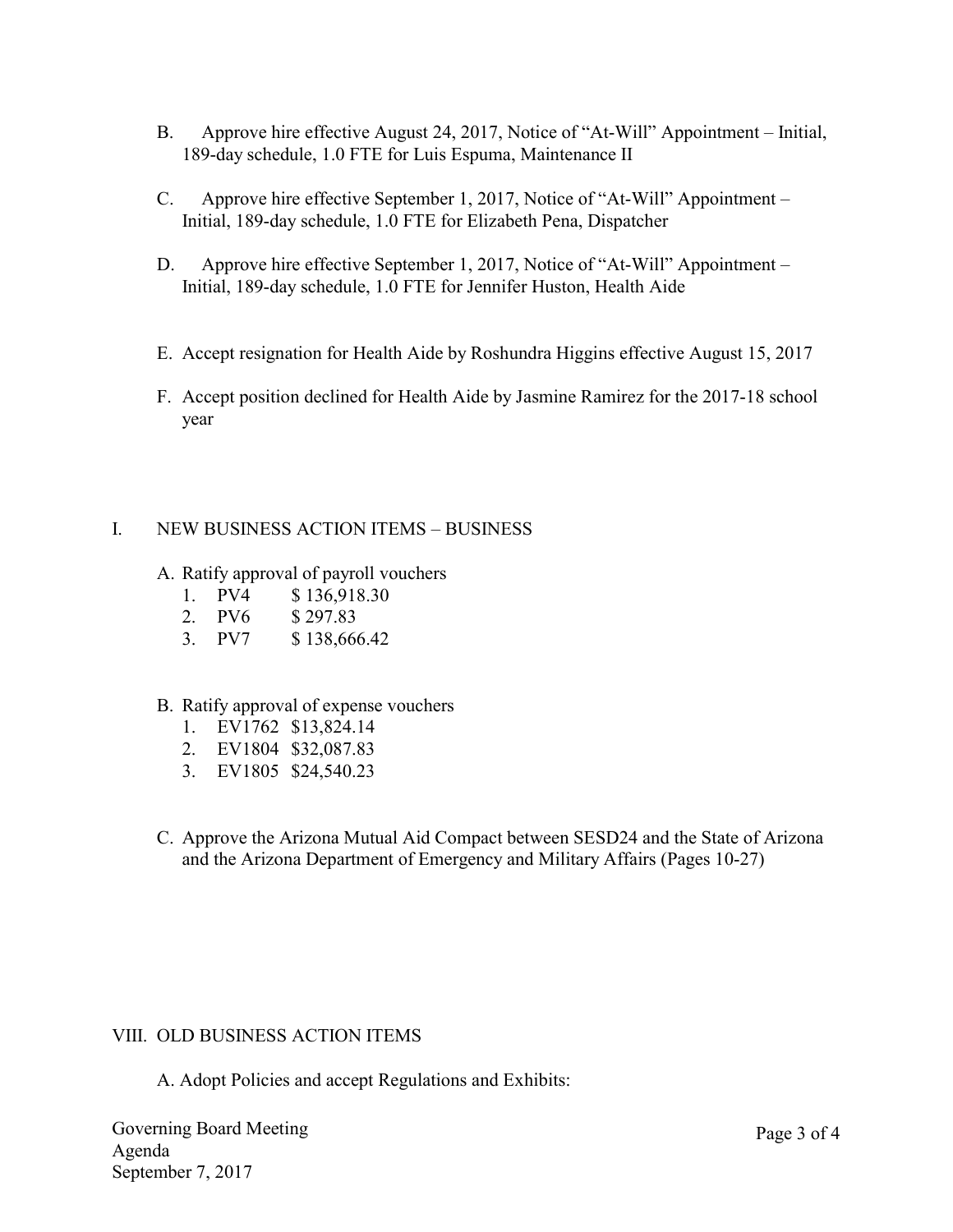B. Approve hire effective August 24, 2017, Notice of "At-Will" Appointment – Initial, 189-day schedule, 1.0 FTE for Luis Espuma, Maintenance II

C. Approve hire effective September 1, 2017, Notice of "At-Will" Appointment – Initial, 189-day schedule, 1.0 FTE for Elizabeth Pena, Dispatcher

D. Approve hire effective September 1, 2017, Notice of "At-Will" Appointment – Initial, 189-day schedule, 1.0 FTE for Jennifer Huston, Health Aide

E. Accept resignation for Health Aide by Roshundra Higgins effective August 15, 2017

F. Accept position declined for Health Aide by Jasmine Ramirez for the 2017-18 school year

## I. NEW BUSINESS ACTION ITEMS – BUSINESS

A. Ratify approval of payroll vouchers
   1. PV4 $ 136,918.30
   2. PV6 $ 297.83
   3. PV7 $ 138,666.42

B. Ratify approval of expense vouchers
   1. EV1762 $13,824.14
   2. EV1804 $32,087.83
   3. EV1805 $24,540.23

C. Approve the Arizona Mutual Aid Compact between SESD24 and the State of Arizona and the Arizona Department of Emergency and Military Affairs (Pages 10-27)

## VIII. OLD BUSINESS ACTION ITEMS

A. Adopt Policies and accept Regulations and Exhibits: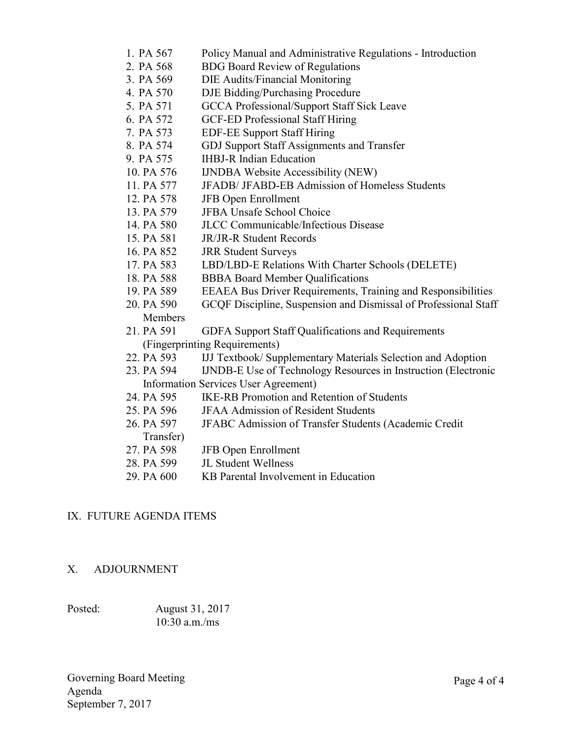1. PA 567 Policy Manual and Administrative Regulations - Introduction
2. PA 568 BDG Board Review of Regulations
3. PA 569 DIE Audits/Financial Monitoring
4. PA 570 DJE Bidding/Purchasing Procedure
5. PA 571 GCCA Professional/Support Staff Sick Leave
6. PA 572 GCF-ED Professional Staff Hiring
7. PA 573 EDF-EE Support Staff Hiring
8. PA 574 GDJ Support Staff Assignments and Transfer
9. PA 575 IHBJ-R Indian Education
10. PA 576 IJNDBA Website Accessibility (NEW)
11. PA 577 JFADB/ JFABD-EB Admission of Homeless Students
12. PA 578 JFB Open Enrollment
13. PA 579 JFBA Unsafe School Choice
14. PA 580 JLCC Communicable/Infectious Disease
15. PA 581 JR/JR-R Student Records
16. PA 852 JRR Student Surveys
17. PA 583 LBD/LBD-E Relations With Charter Schools (DELETE)
18. PA 588 BBBA Board Member Qualifications
19. PA 589 EEAEA Bus Driver Requirements, Training and Responsibilities
20. PA 590 GCQF Discipline, Suspension and Dismissal of Professional Staff Members
21. PA 591 GDFA Support Staff Qualifications and Requirements (Fingerprinting Requirements)
22. PA 593 IJJ Textbook/ Supplementary Materials Selection and Adoption
23. PA 594 IJNDB-E Use of Technology Resources in Instruction (Electronic Information Services User Agreement)
24. PA 595 IKE-RB Promotion and Retention of Students
25. PA 596 JFAA Admission of Resident Students
26. PA 597 JFABC Admission of Transfer Students (Academic Credit Transfer)
27. PA 598 JFB Open Enrollment
28. PA 599 JL Student Wellness
29. PA 600 KB Parental Involvement in Education

## IX. FUTURE AGENDA ITEMS

## X. ADJOURNMENT

Posted: August 31, 2017
10:30 a.m./ms

Governing Board Meeting
Agenda
September 7, 2017